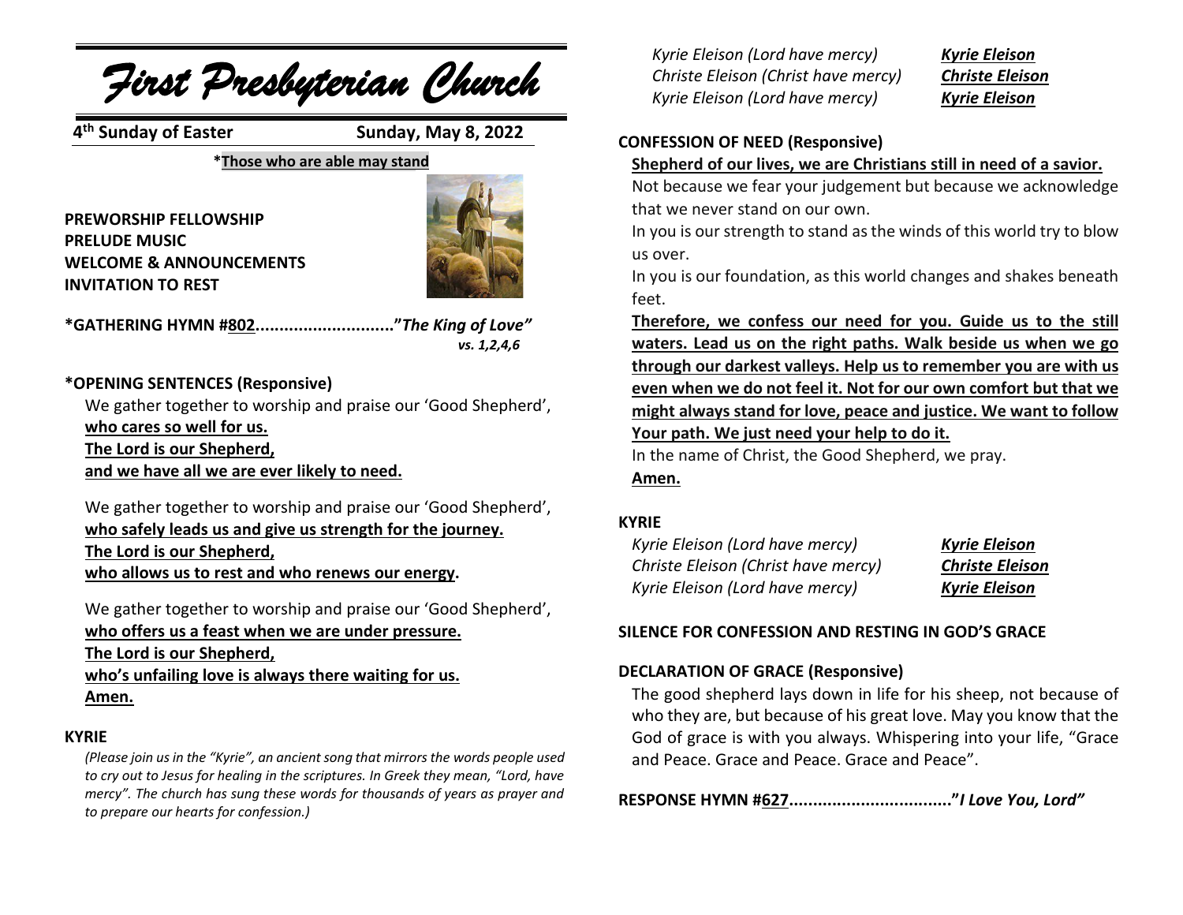# *First Presbyterian Church*

**4th Sunday of Easter** **Sunday, May 8, 2022**

***Those who are able may stand**

**PREWORSHIP FELLOWSHIP**
**PRELUDE MUSIC**
**WELCOME & ANNOUNCEMENTS**
**INVITATION TO REST**

***GATHERING HYMN #802............................"*The King of Love*"**
***vs. 1,2,4,6***

**\*OPENING SENTENCES (Responsive)**

We gather together to worship and praise our 'Good Shepherd',
**who cares so well for us.**
**The Lord is our Shepherd,**
**and we have all we are ever likely to need.**

We gather together to worship and praise our 'Good Shepherd',
**who safely leads us and give us strength for the journey.**
**The Lord is our Shepherd,**
**who allows us to rest and who renews our energy.**

We gather together to worship and praise our 'Good Shepherd',
**who offers us a feast when we are under pressure.**
**The Lord is our Shepherd,**
**who's unfailing love is always there waiting for us.**
**Amen.**

**KYRIE**

*(Please join us in the "Kyrie", an ancient song that mirrors the words people used to cry out to Jesus for healing in the scriptures. In Greek they mean, "Lord, have mercy". The church has sung these words for thousands of years as prayer and to prepare our hearts for confession.)*

*Kyrie Eleison (Lord have mercy)* ***Kyrie Eleison***
*Christe Eleison (Christ have mercy)* ***Christe Eleison***
*Kyrie Eleison (Lord have mercy)* ***Kyrie Eleison***

**CONFESSION OF NEED (Responsive)**

**Shepherd of our lives, we are Christians still in need of a savior.**

Not because we fear your judgement but because we acknowledge that we never stand on our own.

In you is our strength to stand as the winds of this world try to blow us over.

In you is our foundation, as this world changes and shakes beneath feet.

**Therefore, we confess our need for you. Guide us to the still waters. Lead us on the right paths. Walk beside us when we go through our darkest valleys. Help us to remember you are with us even when we do not feel it. Not for our own comfort but that we might always stand for love, peace and justice. We want to follow Your path. We just need your help to do it.**

In the name of Christ, the Good Shepherd, we pray.
**Amen.**

**KYRIE**

*Kyrie Eleison (Lord have mercy)* ***Kyrie Eleison***
*Christe Eleison (Christ have mercy)* ***Christe Eleison***
*Kyrie Eleison (Lord have mercy)* ***Kyrie Eleison***

**SILENCE FOR CONFESSION AND RESTING IN GOD'S GRACE**

**DECLARATION OF GRACE (Responsive)**

The good shepherd lays down in life for his sheep, not because of who they are, but because of his great love. May you know that the God of grace is with you always. Whispering into your life, "Grace and Peace. Grace and Peace. Grace and Peace".

**RESPONSE HYMN #627................................."*I Love You, Lord*"**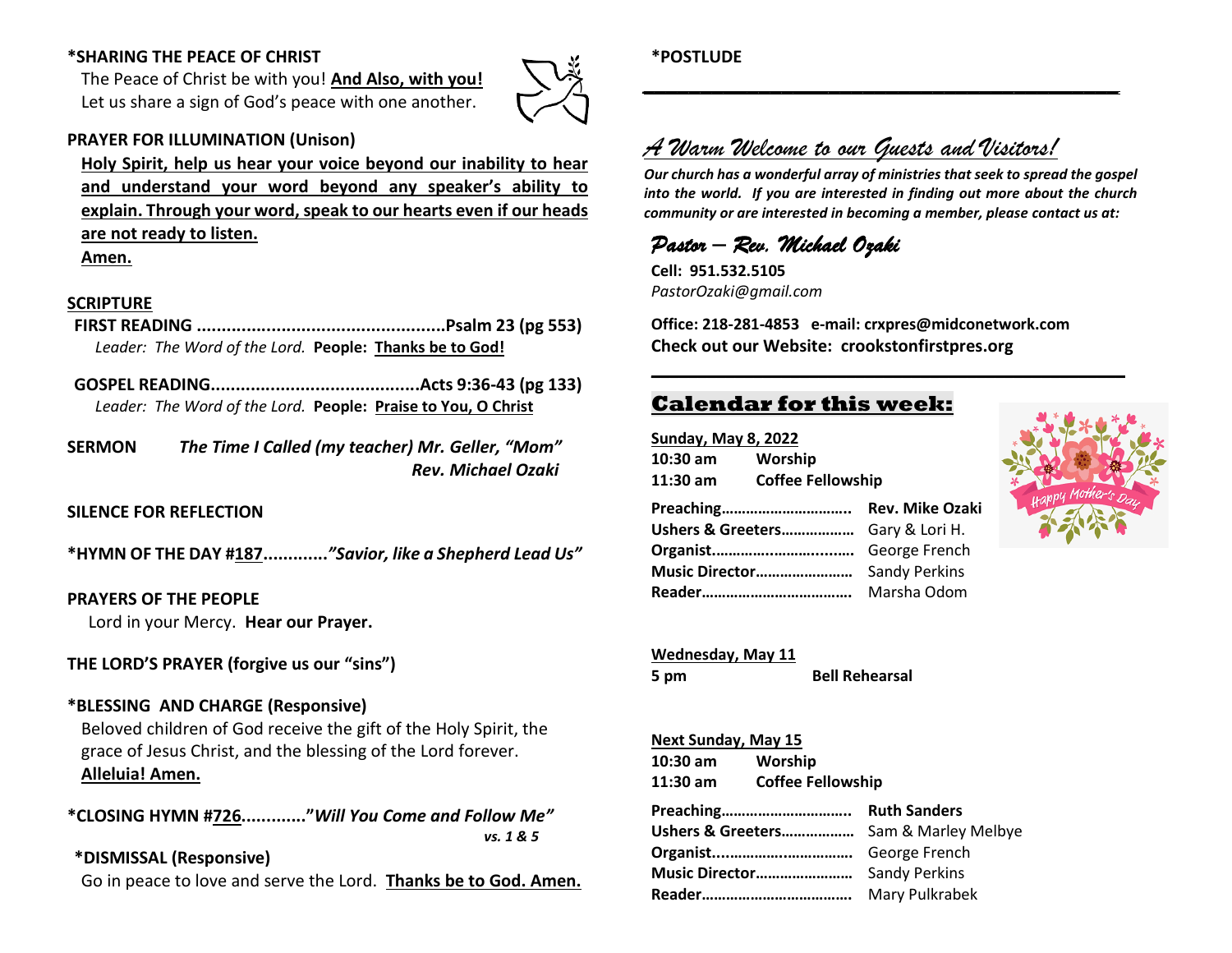**\*SHARING THE PEACE OF CHRIST**

The Peace of Christ be with you! **And Also, with you!**
Let us share a sign of God's peace with one another.

**PRAYER FOR ILLUMINATION (Unison)**

**Holy Spirit, help us hear your voice beyond our inability to hear and understand your word beyond any speaker's ability to explain. Through your word, speak to our hearts even if our heads are not ready to listen.**
**Amen.**

**SCRIPTURE**

**FIRST READING ..................................................Psalm 23 (pg 553)**
*Leader: The Word of the Lord.* **People: Thanks be to God!**

**GOSPEL READING..........................................Acts 9:36-43 (pg 133)**
*Leader: The Word of the Lord.* **People: Praise to You, O Christ**

**SERMON** ***The Time I Called (my teacher) Mr. Geller, "Mom"***
***Rev. Michael Ozaki***

**SILENCE FOR REFLECTION**

**\*HYMN OF THE DAY #187............*"Savior, like a Shepherd Lead Us"***

**PRAYERS OF THE PEOPLE**
Lord in your Mercy. **Hear our Prayer.**

**THE LORD'S PRAYER (forgive us our "sins")**

**\*BLESSING AND CHARGE (Responsive)**
Beloved children of God receive the gift of the Holy Spirit, the grace of Jesus Christ, and the blessing of the Lord forever.
**Alleluia! Amen.**

**\*CLOSING HYMN #726............"*Will You Come and Follow Me"***
***vs. 1 & 5***

**\*DISMISSAL (Responsive)**
Go in peace to love and serve the Lord. **Thanks be to God. Amen.**

**\*POSTLUDE**

---

## *A Warm Welcome to our Guests and Visitors!*

***Our church has a wonderful array of ministries that seek to spread the gospel into the world. If you are interested in finding out more about the church community or are interested in becoming a member, please contact us at:***

### *Pastor – Rev. Michael Ozaki*

**Cell: 951.532.5105**
*PastorOzaki@gmail.com*

**Office: 218-281-4853 e-mail: crxpres@midconetwork.com**
**Check out our Website: crookstonfirstpres.org**

---

## Calendar for this week:

**Sunday, May 8, 2022**
**10:30 am Worship**
**11:30 am Coffee Fellowship**

| | |
|---|---|
| **Preaching...............................** | **Rev. Mike Ozaki** |
| **Ushers & Greeters.................** | Gary & Lori H. |
| **Organist.................................** | George French |
| **Music Director.......................** | Sandy Perkins |
| **Reader...................................** | Marsha Odom |

Happy Mother's Day

**Wednesday, May 11**
**5 pm Bell Rehearsal**

**Next Sunday, May 15**
**10:30 am Worship**
**11:30 am Coffee Fellowship**

| | |
|---|---|
| **Preaching...............................** | **Ruth Sanders** |
| **Ushers & Greeters.................** | Sam & Marley Melbye |
| **Organist.................................** | George French |
| **Music Director.......................** | Sandy Perkins |
| **Reader...................................** | Mary Pulkrabek |